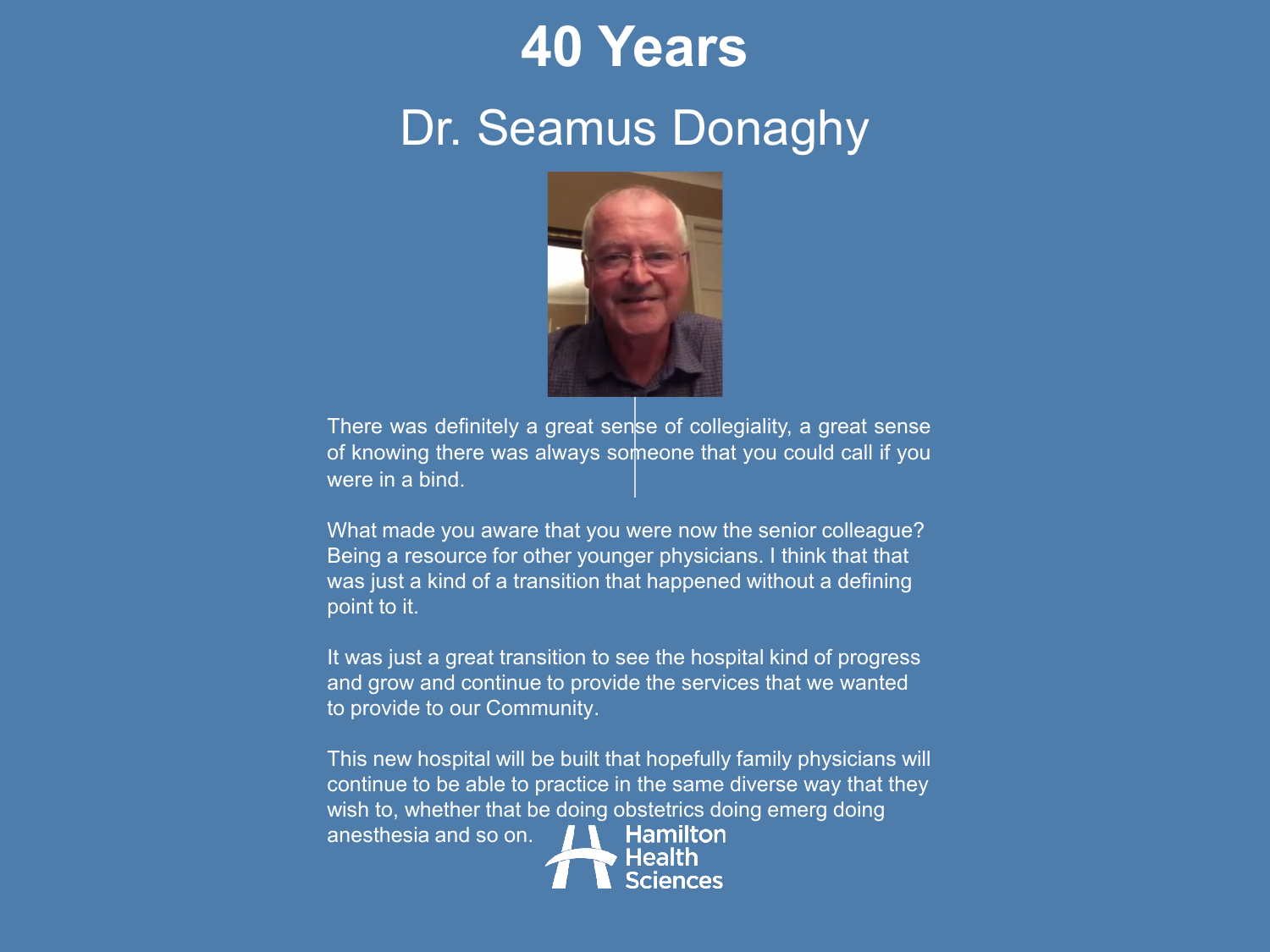# 40 Years

## Dr. Seamus Donaghy

There was definitely a great sense of collegiality, a great sense of knowing there was always someone that you could call if you were in a bind.

What made you aware that you were now the senior colleague? Being a resource for other younger physicians. I think that that was just a kind of a transition that happened without a defining point to it.

It was just a great transition to see the hospital kind of progress and grow and continue to provide the services that we wanted to provide to our Community.

This new hospital will be built that hopefully family physicians will continue to be able to practice in the same diverse way that they wish to, whether that be doing obstetrics doing emerg doing anesthesia and so on.

Hamilton Health Sciences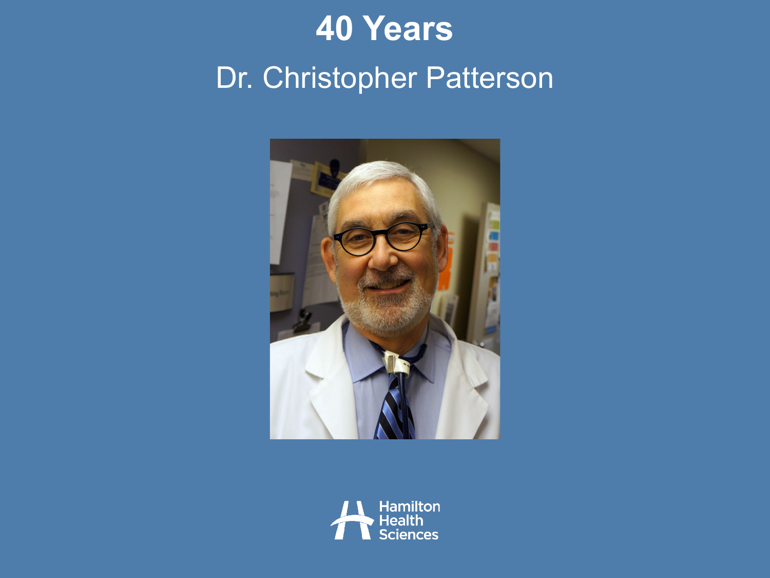# 40 Years

## Dr. Christopher Patterson

Hamilton Health Sciences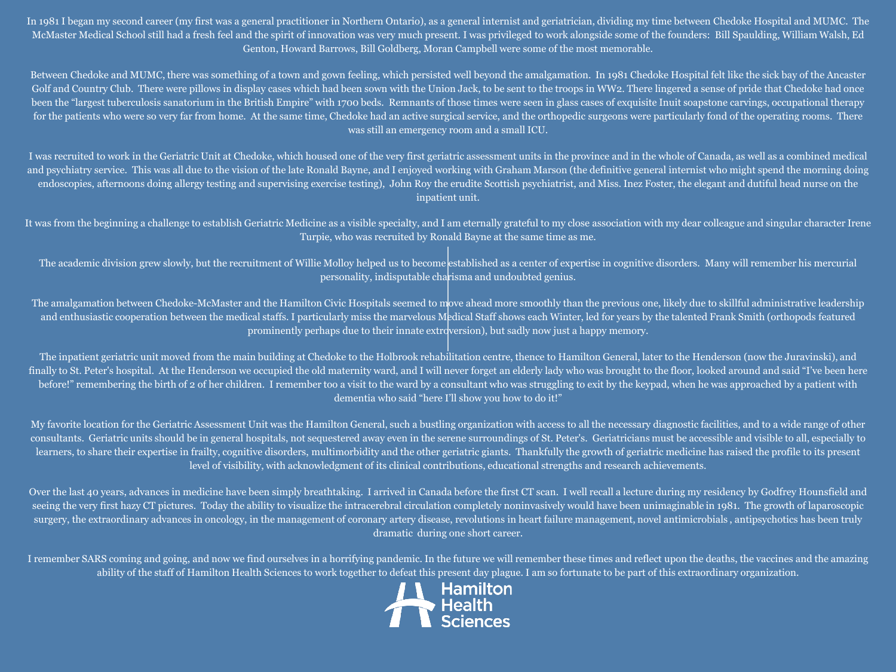In 1981 I began my second career (my first was a general practitioner in Northern Ontario), as a general internist and geriatrician, dividing my time between Chedoke Hospital and MUMC. The McMaster Medical School still had a fresh feel and the spirit of innovation was very much present. I was privileged to work alongside some of the founders: Bill Spaulding, William Walsh, Ed Genton, Howard Barrows, Bill Goldberg, Moran Campbell were some of the most memorable.

Between Chedoke and MUMC, there was something of a town and gown feeling, which persisted well beyond the amalgamation. In 1981 Chedoke Hospital felt like the sick bay of the Ancaster Golf and Country Club. There were pillows in display cases which had been sown with the Union Jack, to be sent to the troops in WW2. There lingered a sense of pride that Chedoke had once been the "largest tuberculosis sanatorium in the British Empire" with 1700 beds. Remnants of those times were seen in glass cases of exquisite Inuit soapstone carvings, occupational therapy for the patients who were so very far from home. At the same time, Chedoke had an active surgical service, and the orthopedic surgeons were particularly fond of the operating rooms. There was still an emergency room and a small ICU.

I was recruited to work in the Geriatric Unit at Chedoke, which housed one of the very first geriatric assessment units in the province and in the whole of Canada, as well as a combined medical and psychiatry service. This was all due to the vision of the late Ronald Bayne, and I enjoyed working with Graham Marson (the definitive general internist who might spend the morning doing endoscopies, afternoons doing allergy testing and supervising exercise testing), John Roy the erudite Scottish psychiatrist, and Miss. Inez Foster, the elegant and dutiful head nurse on the inpatient unit.

It was from the beginning a challenge to establish Geriatric Medicine as a visible specialty, and I am eternally grateful to my close association with my dear colleague and singular character Irene Turpie, who was recruited by Ronald Bayne at the same time as me.

The academic division grew slowly, but the recruitment of Willie Molloy helped us to become established as a center of expertise in cognitive disorders. Many will remember his mercurial personality, indisputable charisma and undoubted genius.

The amalgamation between Chedoke-McMaster and the Hamilton Civic Hospitals seemed to move ahead more smoothly than the previous one, likely due to skillful administrative leadership and enthusiastic cooperation between the medical staffs. I particularly miss the marvelous Medical Staff shows each Winter, led for years by the talented Frank Smith (orthopods featured prominently perhaps due to their innate extroversion), but sadly now just a happy memory.

The inpatient geriatric unit moved from the main building at Chedoke to the Holbrook rehabilitation centre, thence to Hamilton General, later to the Henderson (now the Juravinski), and finally to St. Peter's hospital. At the Henderson we occupied the old maternity ward, and I will never forget an elderly lady who was brought to the floor, looked around and said "I've been here before!" remembering the birth of 2 of her children. I remember too a visit to the ward by a consultant who was struggling to exit by the keypad, when he was approached by a patient with dementia who said "here I'll show you how to do it!"

My favorite location for the Geriatric Assessment Unit was the Hamilton General, such a bustling organization with access to all the necessary diagnostic facilities, and to a wide range of other consultants. Geriatric units should be in general hospitals, not sequestered away even in the serene surroundings of St. Peter's. Geriatricians must be accessible and visible to all, especially to learners, to share their expertise in frailty, cognitive disorders, multimorbidity and the other geriatric giants. Thankfully the growth of geriatric medicine has raised the profile to its present level of visibility, with acknowledgment of its clinical contributions, educational strengths and research achievements.

Over the last 40 years, advances in medicine have been simply breathtaking. I arrived in Canada before the first CT scan. I well recall a lecture during my residency by Godfrey Hounsfield and seeing the very first hazy CT pictures. Today the ability to visualize the intracerebral circulation completely noninvasively would have been unimaginable in 1981. The growth of laparoscopic surgery, the extraordinary advances in oncology, in the management of coronary artery disease, revolutions in heart failure management, novel antimicrobials , antipsychotics has been truly dramatic during one short career.

I remember SARS coming and going, and now we find ourselves in a horrifying pandemic. In the future we will remember these times and reflect upon the deaths, the vaccines and the amazing ability of the staff of Hamilton Health Sciences to work together to defeat this present day plague. I am so fortunate to be part of this extraordinary organization.

Hamilton Health Sciences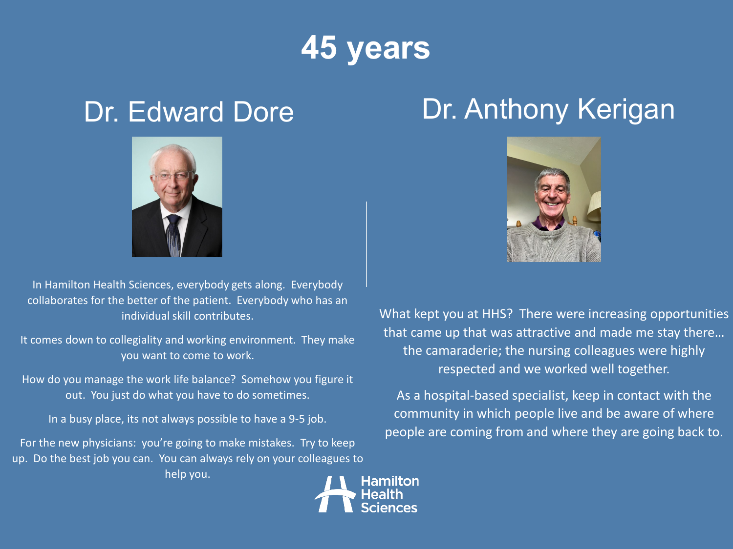# 45 years

## Dr. Edward Dore

In Hamilton Health Sciences, everybody gets along. Everybody collaborates for the better of the patient. Everybody who has an individual skill contributes.

It comes down to collegiality and working environment. They make you want to come to work.

How do you manage the work life balance? Somehow you figure it out. You just do what you have to do sometimes.

In a busy place, its not always possible to have a 9-5 job.

For the new physicians: you're going to make mistakes. Try to keep up. Do the best job you can. You can always rely on your colleagues to help you.

## Dr. Anthony Kerigan

What kept you at HHS? There were increasing opportunities that came up that was attractive and made me stay there… the camaraderie; the nursing colleagues were highly respected and we worked well together.

As a hospital-based specialist, keep in contact with the community in which people live and be aware of where people are coming from and where they are going back to.

Hamilton Health Sciences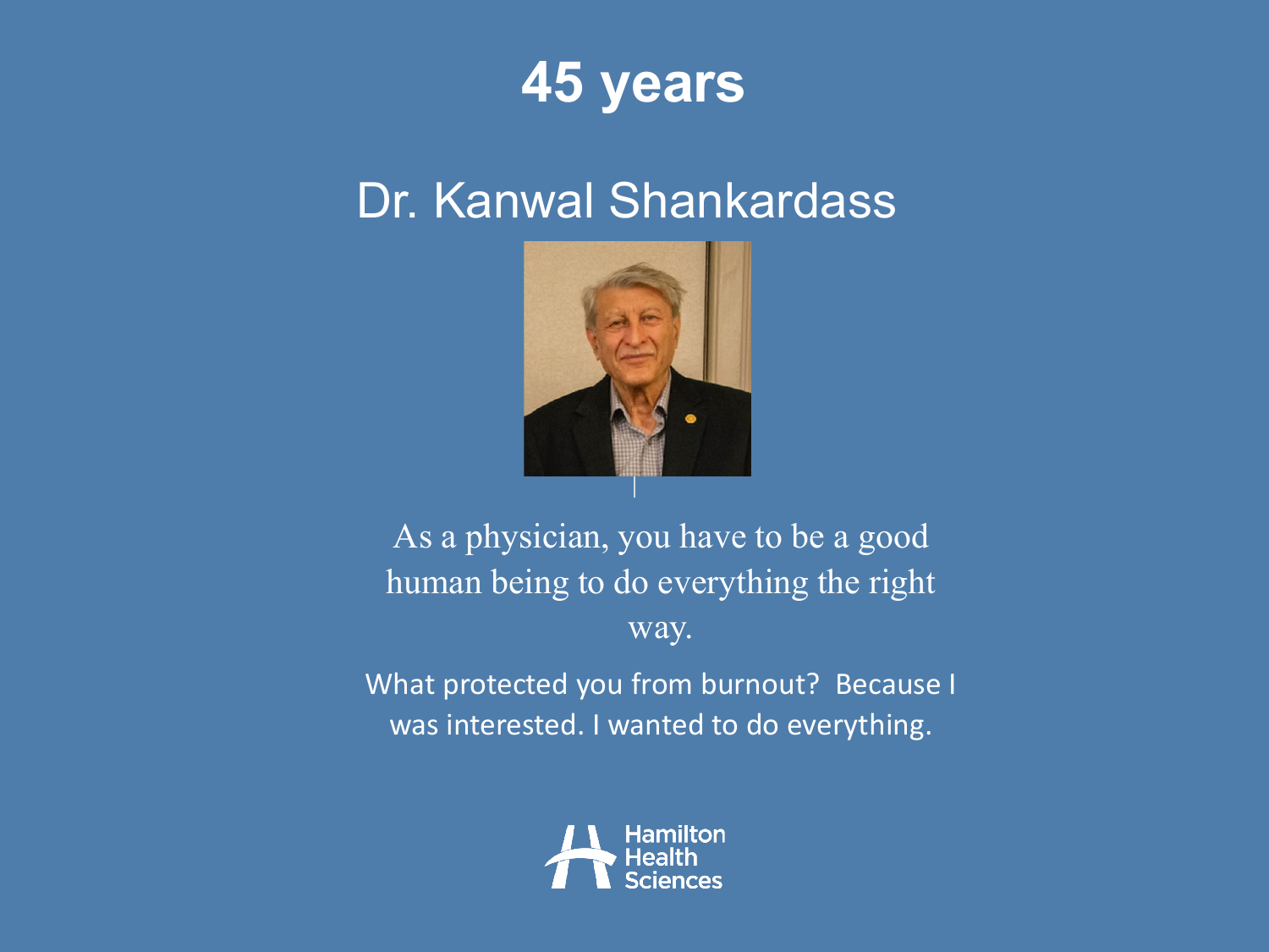# 45 years

## Dr. Kanwal Shankardass

As a physician, you have to be a good human being to do everything the right way.

What protected you from burnout? Because I was interested. I wanted to do everything.

Hamilton Health Sciences